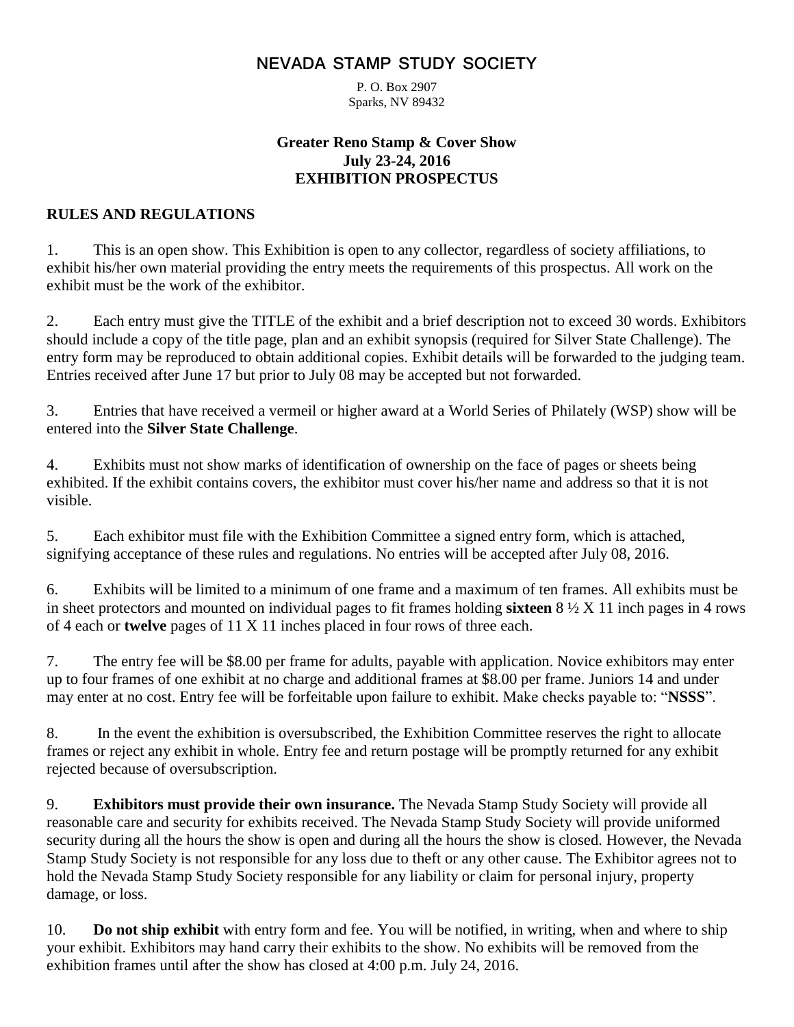# NEVADA STAMP STUDY SOCIETY

P. O. Box 2907
Sparks, NV 89432

**Greater Reno Stamp & Cover Show**
**July 23-24, 2016**
**EXHIBITION PROSPECTUS**

## RULES AND REGULATIONS

1. This is an open show. This Exhibition is open to any collector, regardless of society affiliations, to exhibit his/her own material providing the entry meets the requirements of this prospectus. All work on the exhibit must be the work of the exhibitor.

2. Each entry must give the TITLE of the exhibit and a brief description not to exceed 30 words. Exhibitors should include a copy of the title page, plan and an exhibit synopsis (required for Silver State Challenge). The entry form may be reproduced to obtain additional copies. Exhibit details will be forwarded to the judging team. Entries received after June 17 but prior to July 08 may be accepted but not forwarded.

3. Entries that have received a vermeil or higher award at a World Series of Philately (WSP) show will be entered into the **Silver State Challenge**.

4. Exhibits must not show marks of identification of ownership on the face of pages or sheets being exhibited. If the exhibit contains covers, the exhibitor must cover his/her name and address so that it is not visible.

5. Each exhibitor must file with the Exhibition Committee a signed entry form, which is attached, signifying acceptance of these rules and regulations. No entries will be accepted after July 08, 2016.

6. Exhibits will be limited to a minimum of one frame and a maximum of ten frames. All exhibits must be in sheet protectors and mounted on individual pages to fit frames holding **sixteen** 8 ½ X 11 inch pages in 4 rows of 4 each or **twelve** pages of 11 X 11 inches placed in four rows of three each.

7. The entry fee will be $8.00 per frame for adults, payable with application. Novice exhibitors may enter up to four frames of one exhibit at no charge and additional frames at $8.00 per frame. Juniors 14 and under may enter at no cost. Entry fee will be forfeitable upon failure to exhibit. Make checks payable to: "**NSSS**".

8. In the event the exhibition is oversubscribed, the Exhibition Committee reserves the right to allocate frames or reject any exhibit in whole. Entry fee and return postage will be promptly returned for any exhibit rejected because of oversubscription.

9. **Exhibitors must provide their own insurance.** The Nevada Stamp Study Society will provide all reasonable care and security for exhibits received. The Nevada Stamp Study Society will provide uniformed security during all the hours the show is open and during all the hours the show is closed. However, the Nevada Stamp Study Society is not responsible for any loss due to theft or any other cause. The Exhibitor agrees not to hold the Nevada Stamp Study Society responsible for any liability or claim for personal injury, property damage, or loss.

10. **Do not ship exhibit** with entry form and fee. You will be notified, in writing, when and where to ship your exhibit. Exhibitors may hand carry their exhibits to the show. No exhibits will be removed from the exhibition frames until after the show has closed at 4:00 p.m. July 24, 2016.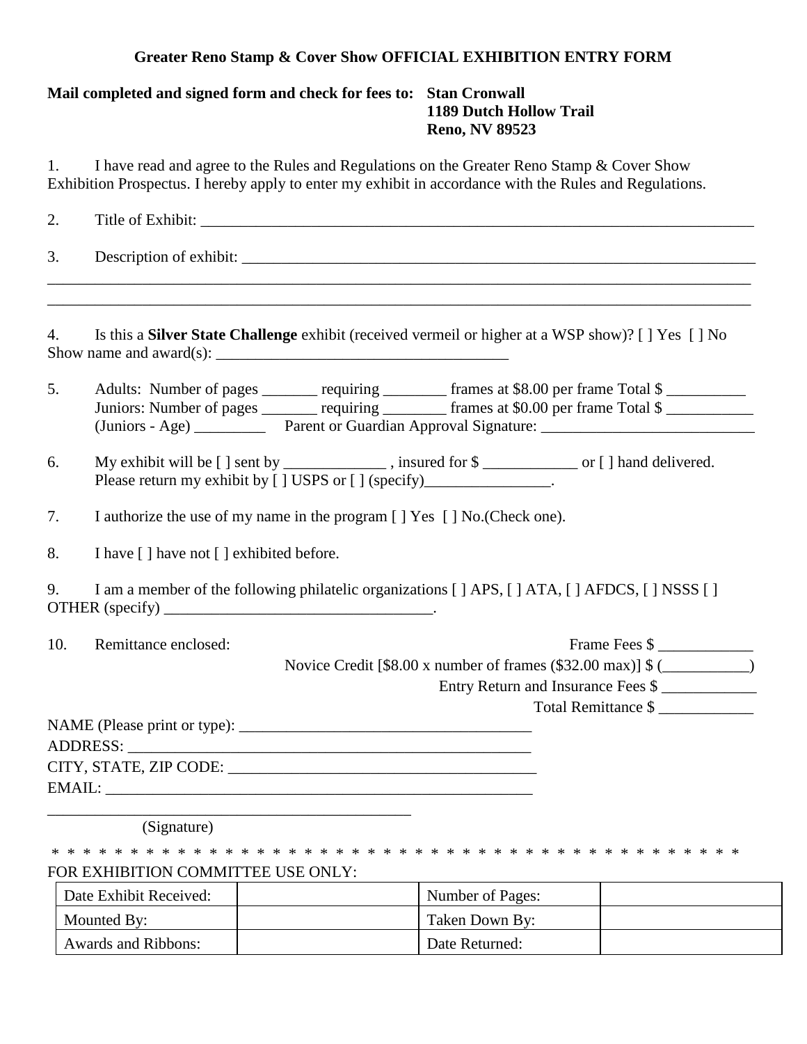**Greater Reno Stamp & Cover Show OFFICIAL EXHIBITION ENTRY FORM**

**Mail completed and signed form and check for fees to: Stan Cronwall**
**1189 Dutch Hollow Trail**
**Reno, NV 89523**

1. I have read and agree to the Rules and Regulations on the Greater Reno Stamp & Cover Show Exhibition Prospectus. I hereby apply to enter my exhibit in accordance with the Rules and Regulations.

2. Title of Exhibit: ___________________________________________________________________________

3. Description of exhibit: _____________________________________________________________________
_____________________________________________________________________________________________
_____________________________________________________________________________________________

4. Is this a **Silver State Challenge** exhibit (received vermeil or higher at a WSP show)? [ ] Yes [ ] No
Show name and award(s): _____________________________________

5. Adults: Number of pages _______ requiring ________ frames at $8.00 per frame Total $ __________
Juniors: Number of pages _______ requiring ________ frames at $0.00 per frame Total $ ___________
(Juniors - Age) _________ Parent or Guardian Approval Signature: ___________________________

6. My exhibit will be [ ] sent by _____________ , insured for $ ____________ or [ ] hand delivered.
Please return my exhibit by [ ] USPS or [ ] (specify)________________.

7. I authorize the use of my name in the program [ ] Yes [ ] No.(Check one).

8. I have [ ] have not [ ] exhibited before.

9. I am a member of the following philatelic organizations [ ] APS, [ ] ATA, [ ] AFDCS, [ ] NSSS [ ] OTHER (specify) __________________________________.

10. Remittance enclosed:

Frame Fees $ ____________
Novice Credit [$8.00 x number of frames ($32.00 max)] $ (___________)
Entry Return and Insurance Fees $ ____________
Total Remittance $ ____________

NAME (Please print or type): _____________________________________
ADDRESS: ______________________________________________________
CITY, STATE, ZIP CODE: _______________________________________
EMAIL: ________________________________________________________

______________________________________________
(Signature)

* * * * * * * * * * * * * * * * * * * * * * * * * * * * * * * * * * * * * * * * * * * * * * * * *

FOR EXHIBITION COMMITTEE USE ONLY:

| | | | |
|---|---|---|---|
| Date Exhibit Received: | | Number of Pages: | |
| Mounted By: | | Taken Down By: | |
| Awards and Ribbons: | | Date Returned: | |